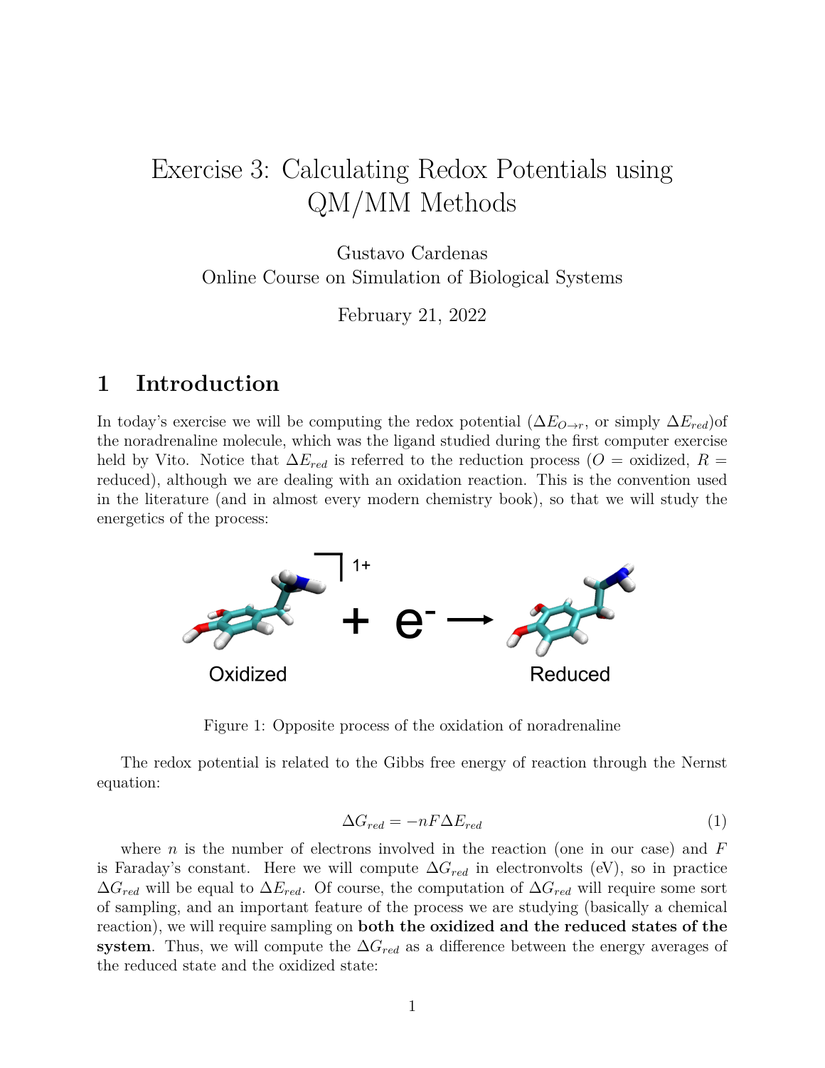# Exercise 3: Calculating Redox Potentials using QM/MM Methods

Gustavo Cardenas
Online Course on Simulation of Biological Systems

February 21, 2022

## 1 Introduction

In today's exercise we will be computing the redox potential ($\Delta E_{O \to r}$, or simply $\Delta E_{red}$)of the noradrenaline molecule, which was the ligand studied during the first computer exercise held by Vito. Notice that $\Delta E_{red}$ is referred to the reduction process ($O$ = oxidized, $R$ = reduced), although we are dealing with an oxidation reaction. This is the convention used in the literature (and in almost every modern chemistry book), so that we will study the energetics of the process:

Figure 1: Opposite process of the oxidation of noradrenaline

The redox potential is related to the Gibbs free energy of reaction through the Nernst equation:

$$\Delta G_{red} = -nF\Delta E_{red} \tag{1}$$

where $n$ is the number of electrons involved in the reaction (one in our case) and $F$ is Faraday's constant. Here we will compute $\Delta G_{red}$ in electronvolts (eV), so in practice $\Delta G_{red}$ will be equal to $\Delta E_{red}$. Of course, the computation of $\Delta G_{red}$ will require some sort of sampling, and an important feature of the process we are studying (basically a chemical reaction), we will require sampling on **both the oxidized and the reduced states of the system**. Thus, we will compute the $\Delta G_{red}$ as a difference between the energy averages of the reduced state and the oxidized state: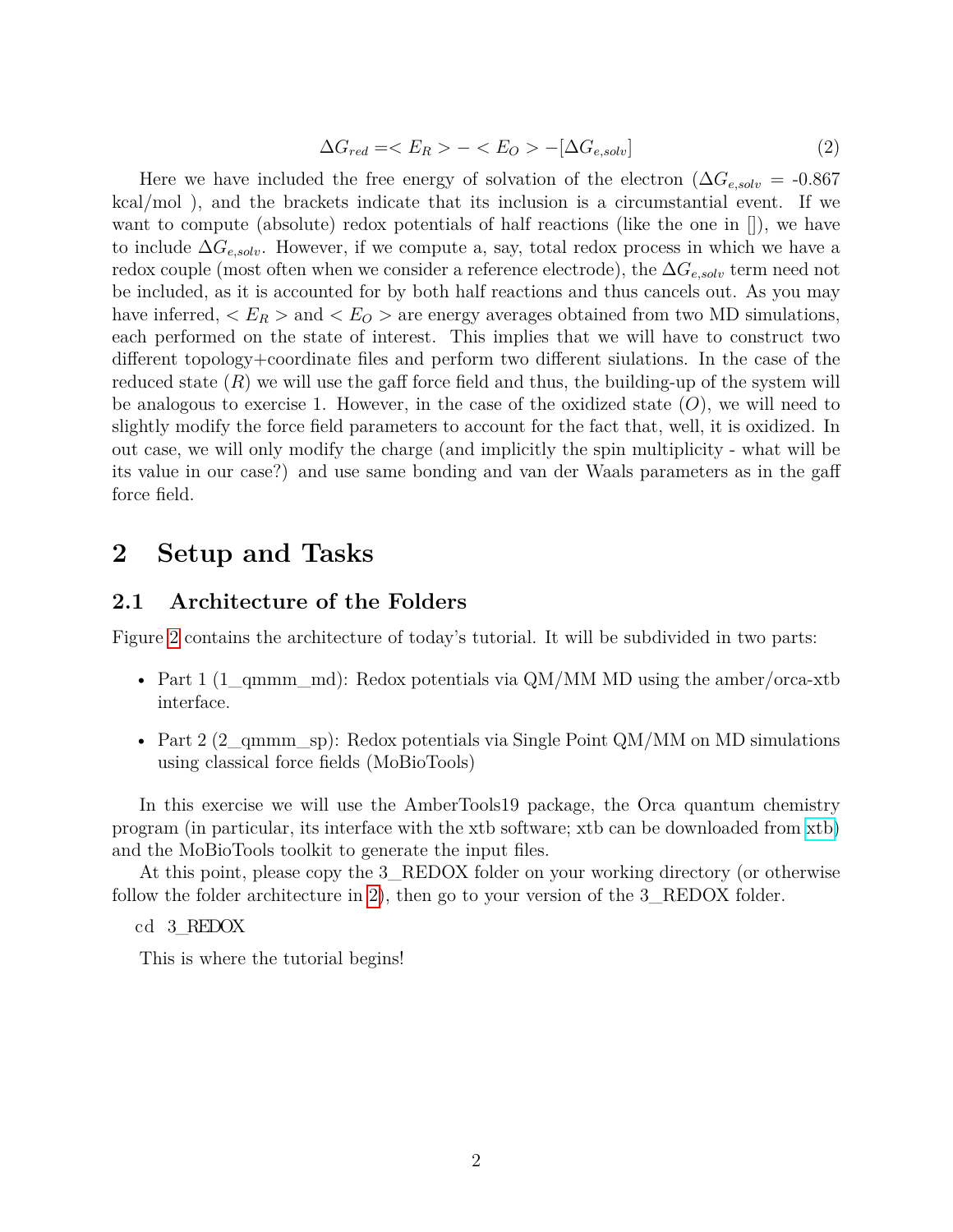$$\Delta G_{red} = < E_R > - < E_O > -[\Delta G_{e,solv}] \tag{2}$$

Here we have included the free energy of solvation of the electron ($\Delta G_{e,solv}$ = -0.867 kcal/mol ), and the brackets indicate that its inclusion is a circumstantial event. If we want to compute (absolute) redox potentials of half reactions (like the one in []), we have to include $\Delta G_{e,solv}$. However, if we compute a, say, total redox process in which we have a redox couple (most often when we consider a reference electrode), the $\Delta G_{e,solv}$ term need not be included, as it is accounted for by both half reactions and thus cancels out. As you may have inferred, $< E_R >$ and $< E_O >$ are energy averages obtained from two MD simulations, each performed on the state of interest. This implies that we will have to construct two different topology+coordinate files and perform two different siulations. In the case of the reduced state ($R$) we will use the gaff force field and thus, the building-up of the system will be analogous to exercise 1. However, in the case of the oxidized state ($O$), we will need to slightly modify the force field parameters to account for the fact that, well, it is oxidized. In out case, we will only modify the charge (and implicitly the spin multiplicity - what will be its value in our case?) and use same bonding and van der Waals parameters as in the gaff force field.

# 2 Setup and Tasks

## 2.1 Architecture of the Folders

Figure 2 contains the architecture of today's tutorial. It will be subdivided in two parts:

- Part 1 (1_qmmm_md): Redox potentials via QM/MM MD using the amber/orca-xtb interface.
- Part 2 (2_qmmm_sp): Redox potentials via Single Point QM/MM on MD simulations using classical force fields (MoBioTools)

In this exercise we will use the AmberTools19 package, the Orca quantum chemistry program (in particular, its interface with the xtb software; xtb can be downloaded from xtb) and the MoBioTools toolkit to generate the input files.

At this point, please copy the 3_REDOX folder on your working directory (or otherwise follow the folder architecture in 2), then go to your version of the 3_REDOX folder.

```
cd 3_REDOX
```

This is where the tutorial begins!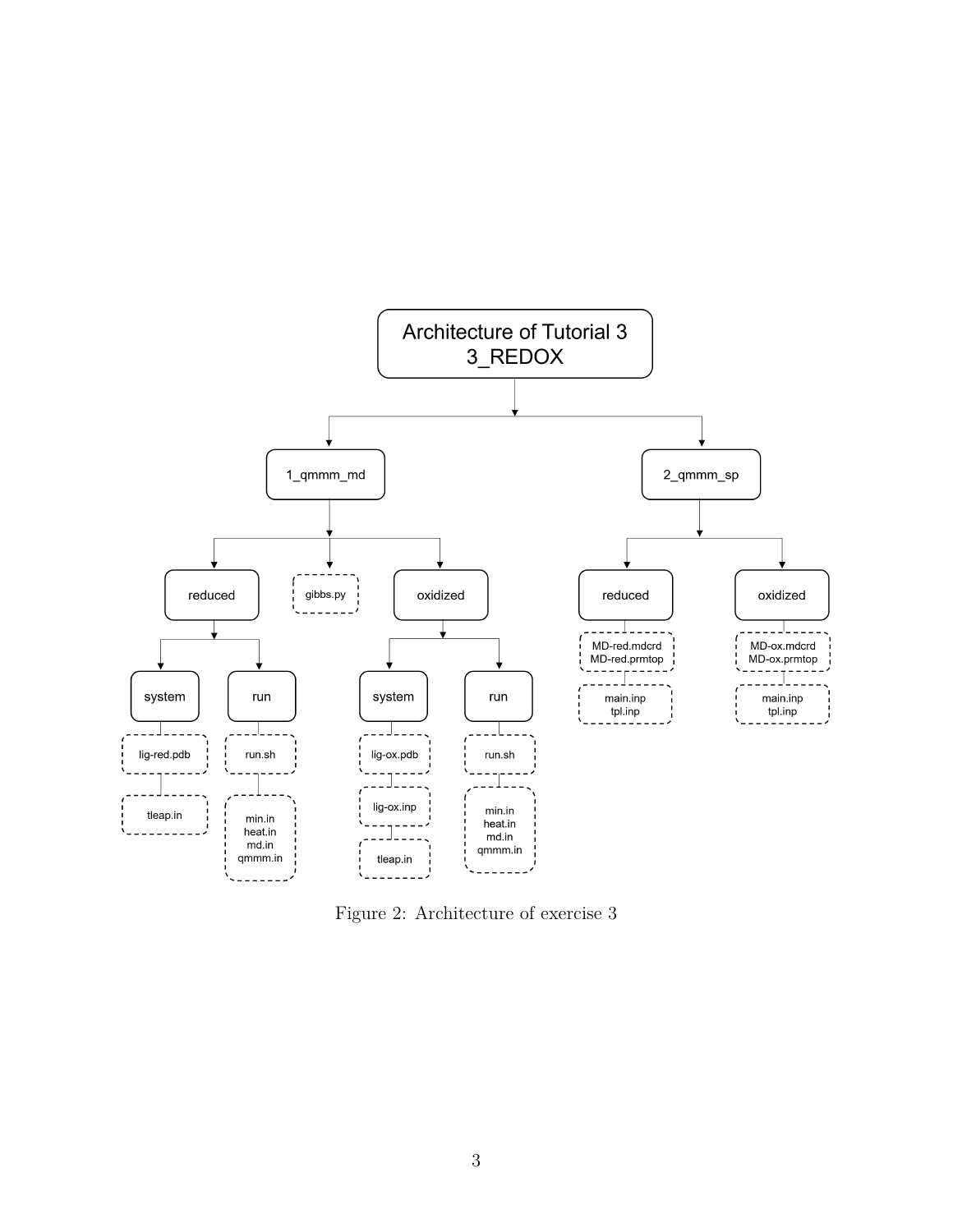```
Architecture of Tutorial 3
3_REDOX
├── 1_qmmm_md
│   ├── reduced
│   │   ├── system
│   │   │   ├── lig-red.pdb
│   │   │   └── tleap.in
│   │   └── run
│   │       ├── run.sh
│   │       └── min.in
│   │           heat.in
│   │           md.in
│   │           qmmm.in
│   ├── gibbs.py
│   └── oxidized
│       ├── system
│       │   ├── lig-ox.pdb
│       │   ├── lig-ox.inp
│       │   └── tleap.in
│       └── run
│           ├── run.sh
│           └── min.in
│               heat.in
│               md.in
│               qmmm.in
└── 2_qmmm_sp
    ├── reduced
    │   ├── MD-red.mdcrd
    │   │   MD-red.prmtop
    │   └── main.inp
    │       tpl.inp
    └── oxidized
        ├── MD-ox.mdcrd
        │   MD-ox.prmtop
        └── main.inp
            tpl.inp
```

Figure 2: Architecture of exercise 3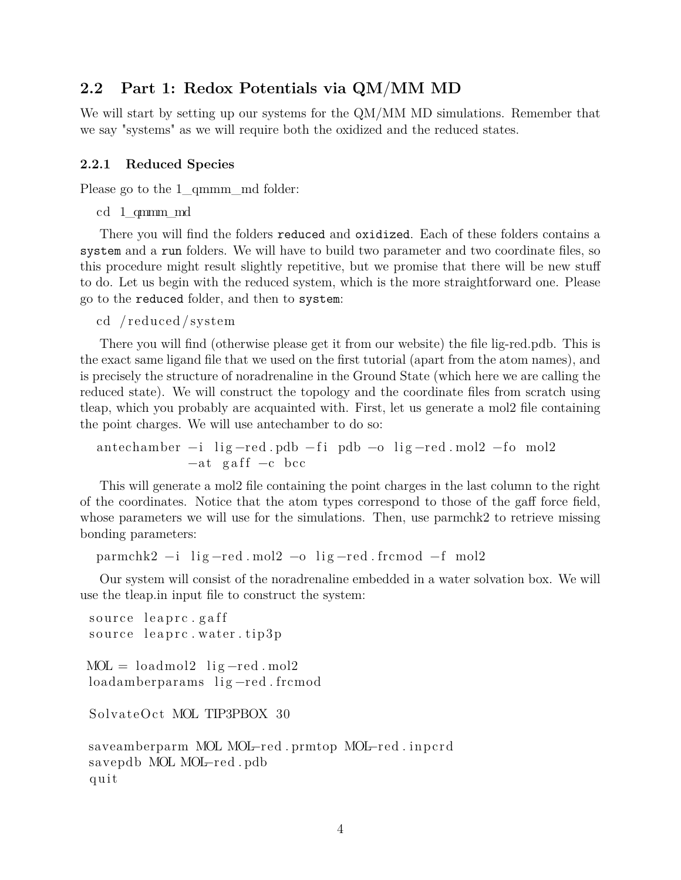## 2.2 Part 1: Redox Potentials via QM/MM MD

We will start by setting up our systems for the QM/MM MD simulations. Remember that we say "systems" as we will require both the oxidized and the reduced states.

### 2.2.1 Reduced Species

Please go to the 1_qmmm_md folder:

```
cd 1_qmmm_md
```

There you will find the folders `reduced` and `oxidized`. Each of these folders contains a `system` and a `run` folders. We will have to build two parameter and two coordinate files, so this procedure might result slightly repetitive, but we promise that there will be new stuff to do. Let us begin with the reduced system, which is the more straightforward one. Please go to the `reduced` folder, and then to `system`:

```
cd /reduced/system
```

There you will find (otherwise please get it from our website) the file lig-red.pdb. This is the exact same ligand file that we used on the first tutorial (apart from the atom names), and is precisely the structure of noradrenaline in the Ground State (which here we are calling the reduced state). We will construct the topology and the coordinate files from scratch using tleap, which you probably are acquainted with. First, let us generate a mol2 file containing the point charges. We will use antechamber to do so:

```
antechamber -i lig-red.pdb -fi pdb -o lig-red.mol2 -fo mol2
            -at gaff -c bcc
```

This will generate a mol2 file containing the point charges in the last column to the right of the coordinates. Notice that the atom types correspond to those of the gaff force field, whose parameters we will use for the simulations. Then, use parmchk2 to retrieve missing bonding parameters:

```
parmchk2 -i lig-red.mol2 -o lig-red.frcmod -f mol2
```

Our system will consist of the noradrenaline embedded in a water solvation box. We will use the tleap.in input file to construct the system:

```
source leaprc.gaff
source leaprc.water.tip3p

MOL = loadmol2 lig-red.mol2
loadamberparams lig-red.frcmod

SolvateOct MOL TIP3PBOX 30

saveamberparm MOL MOL-red.prmtop MOL-red.inpcrd
savepdb MOL MOL-red.pdb
quit
```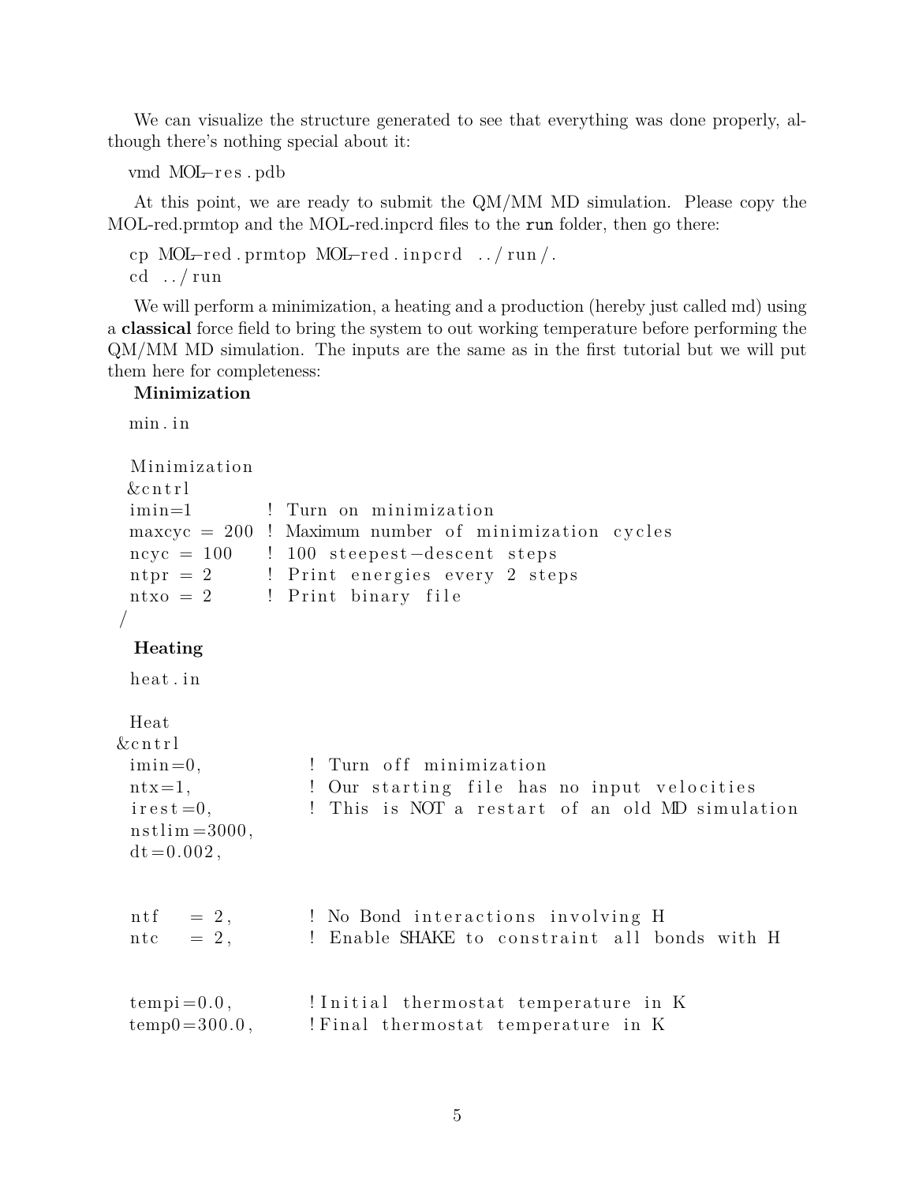We can visualize the structure generated to see that everything was done properly, although there's nothing special about it:

```
vmd MOL-res.pdb
```

At this point, we are ready to submit the QM/MM MD simulation. Please copy the MOL-red.prmtop and the MOL-red.inpcrd files to the `run` folder, then go there:

```
cp MOL-red.prmtop MOL-red.inpcrd ../run/.
cd ../run
```

We will perform a minimization, a heating and a production (hereby just called md) using a **classical** force field to bring the system to out working temperature before performing the QM/MM MD simulation. The inputs are the same as in the first tutorial but we will put them here for completeness:

**Minimization**

```
min.in

 Minimization
 &cntrl
 imin=1          ! Turn on minimization
 maxcyc = 200  ! Maximum number of minimization cycles
 ncyc = 100     ! 100 steepest-descent steps
 ntpr = 2        ! Print energies every 2 steps
 ntxo = 2        ! Print binary file
/
```

**Heating**

```
heat.in

 Heat
&cntrl
 imin=0,              ! Turn off minimization
 ntx=1,               ! Our starting file has no input velocities
 irest=0,             ! This is NOT a restart of an old MD simulation
 nstlim=3000,
 dt=0.002,


 ntf    = 2,          ! No Bond interactions involving H
 ntc    = 2,          ! Enable SHAKE to constraint all bonds with H


 tempi=0.0,           !Initial thermostat temperature in K
 temp0=300.0,         !Final thermostat temperature in K
```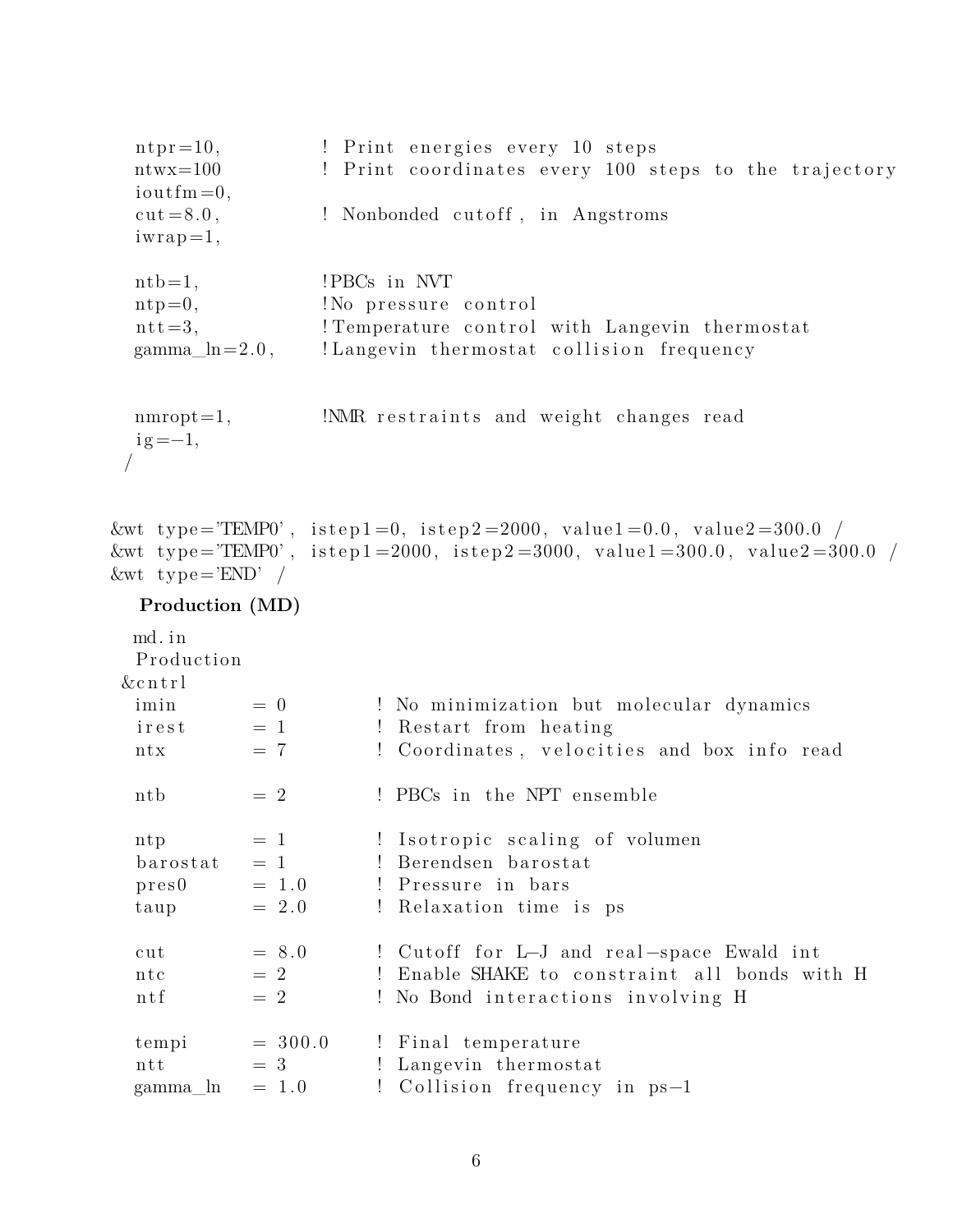```
  ntpr=10,          ! Print energies every 10 steps
  ntwx=100          ! Print coordinates every 100 steps to the trajectory
  ioutfm=0,
  cut=8.0,          ! Nonbonded cutoff, in Angstroms
  iwrap=1,

  ntb=1,            !PBCs in NVT
  ntp=0,            !No pressure control
  ntt=3,            !Temperature control with Langevin thermostat
  gamma_ln=2.0,     !Langevin thermostat collision frequency


  nmropt=1,         !NMR restraints and weight changes read
  ig=-1,
 /


&wt type='TEMP0', istep1=0, istep2=2000, value1=0.0, value2=300.0 /
&wt type='TEMP0', istep1=2000, istep2=3000, value1=300.0, value2=300.0 /
&wt type='END' /
```

**Production (MD)**

```
 md.in
 Production
&cntrl
 imin       = 0        ! No minimization but molecular dynamics
 irest      = 1        ! Restart from heating
 ntx        = 7        ! Coordinates, velocities and box info read

 ntb        = 2        ! PBCs in the NPT ensemble

 ntp        = 1        ! Isotropic scaling of volumen
 barostat   = 1        ! Berendsen barostat
 pres0      = 1.0      ! Pressure in bars
 taup       = 2.0      ! Relaxation time is ps

 cut        = 8.0      ! Cutoff for L-J and real-space Ewald int
 ntc        = 2        ! Enable SHAKE to constraint all bonds with H
 ntf        = 2        ! No Bond interactions involving H

 tempi      = 300.0    ! Final temperature
 ntt        = 3        ! Langevin thermostat
 gamma_ln   = 1.0      ! Collision frequency in ps-1
```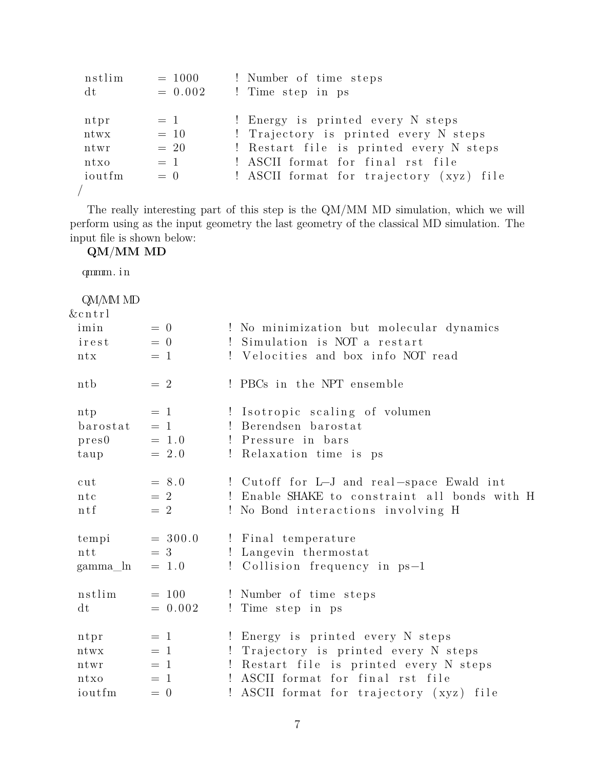```
 nstlim      = 1000      ! Number of time steps
 dt          = 0.002     ! Time step in ps

 ntpr        = 1         ! Energy is printed every N steps
 ntwx        = 10        ! Trajectory is printed every N steps
 ntwr        = 20        ! Restart file is printed every N steps
 ntxo        = 1         ! ASCII format for final rst file
 ioutfm      = 0         ! ASCII format for trajectory (xyz) file
/
```

The really interesting part of this step is the QM/MM MD simulation, which we will perform using as the input geometry the last geometry of the classical MD simulation. The input file is shown below:

**QM/MM MD**

```
qmmm.in

QM/MM MD
&cntrl
 imin        = 0         ! No minimization but molecular dynamics
 irest       = 0         ! Simulation is NOT a restart
 ntx         = 1         ! Velocities and box info NOT read

 ntb         = 2         ! PBCs in the NPT ensemble

 ntp         = 1         ! Isotropic scaling of volumen
 barostat    = 1         ! Berendsen barostat
 pres0       = 1.0       ! Pressure in bars
 taup        = 2.0       ! Relaxation time is ps

 cut         = 8.0       ! Cutoff for L-J and real-space Ewald int
 ntc         = 2         ! Enable SHAKE to constraint all bonds with H
 ntf         = 2         ! No Bond interactions involving H

 tempi       = 300.0     ! Final temperature
 ntt         = 3         ! Langevin thermostat
 gamma_ln    = 1.0       ! Collision frequency in ps-1

 nstlim      = 100       ! Number of time steps
 dt          = 0.002     ! Time step in ps

 ntpr        = 1         ! Energy is printed every N steps
 ntwx        = 1         ! Trajectory is printed every N steps
 ntwr        = 1         ! Restart file is printed every N steps
 ntxo        = 1         ! ASCII format for final rst file
 ioutfm      = 0         ! ASCII format for trajectory (xyz) file
```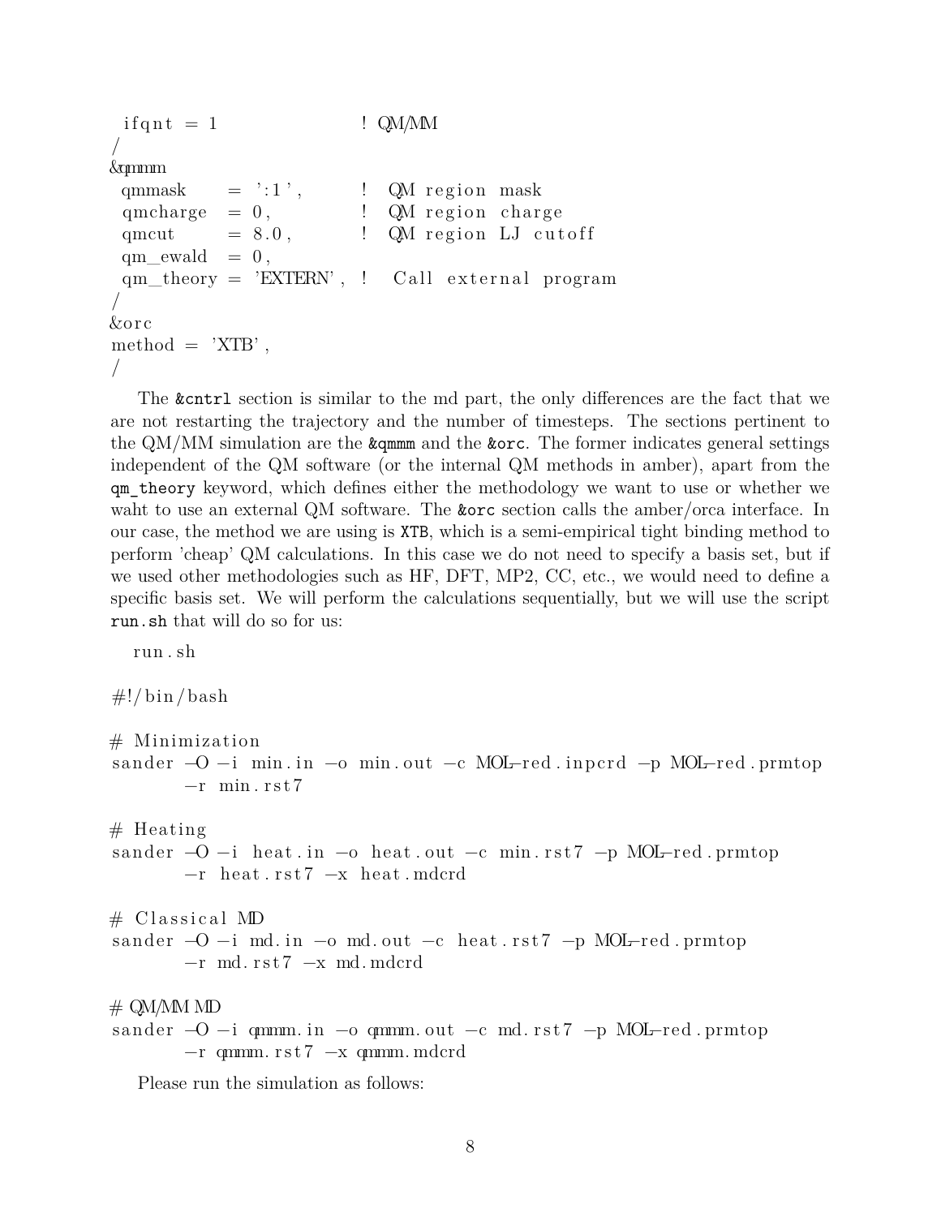```
 ifqnt = 1                  ! QM/MM
/
&qmmm
 qmmask      = ':1',        !  QM region mask
 qmcharge    = 0,           !  QM region charge
 qmcut       = 8.0,         !  QM region LJ cutoff
 qm_ewald    = 0,
 qm_theory = 'EXTERN', !   Call external program
/
&orc
method = 'XTB',
/
```

The `&cntrl` section is similar to the md part, the only differences are the fact that we are not restarting the trajectory and the number of timesteps. The sections pertinent to the QM/MM simulation are the `&qmmm` and the `&orc`. The former indicates general settings independent of the QM software (or the internal QM methods in amber), apart from the `qm_theory` keyword, which defines either the methodology we want to use or whether we waht to use an external QM software. The `&orc` section calls the amber/orca interface. In our case, the method we are using is `XTB`, which is a semi-empirical tight binding method to perform 'cheap' QM calculations. In this case we do not need to specify a basis set, but if we used other methodologies such as HF, DFT, MP2, CC, etc., we would need to define a specific basis set. We will perform the calculations sequentially, but we will use the script `run.sh` that will do so for us:

```
run.sh

#!/bin/bash

# Minimization
sander -O -i min.in -o min.out -c MOL-red.inpcrd -p MOL-red.prmtop
       -r min.rst7

# Heating
sander -O -i heat.in -o heat.out -c min.rst7 -p MOL-red.prmtop
       -r heat.rst7 -x heat.mdcrd

# Classical MD
sander -O -i md.in -o md.out -c heat.rst7 -p MOL-red.prmtop
       -r md.rst7 -x md.mdcrd

# QM/MM MD
sander -O -i qmmm.in -o qmmm.out -c md.rst7 -p MOL-red.prmtop
       -r qmmm.rst7 -x qmmm.mdcrd
```

Please run the simulation as follows: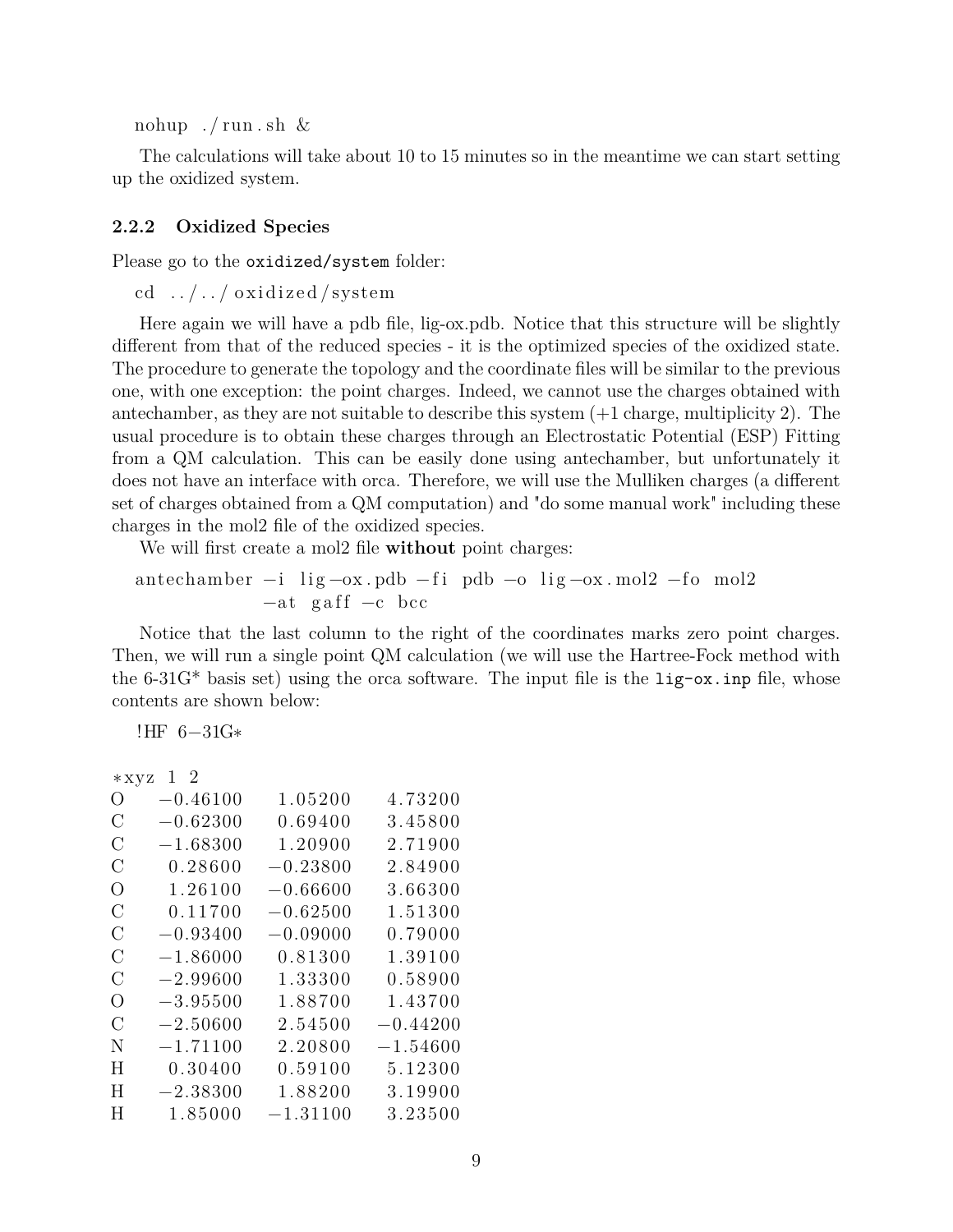```
nohup ./run.sh &
```

The calculations will take about 10 to 15 minutes so in the meantime we can start setting up the oxidized system.

### 2.2.2 Oxidized Species

Please go to the `oxidized/system` folder:

```
cd ../../oxidized/system
```

Here again we will have a pdb file, lig-ox.pdb. Notice that this structure will be slightly different from that of the reduced species - it is the optimized species of the oxidized state. The procedure to generate the topology and the coordinate files will be similar to the previous one, with one exception: the point charges. Indeed, we cannot use the charges obtained with antechamber, as they are not suitable to describe this system (+1 charge, multiplicity 2). The usual procedure is to obtain these charges through an Electrostatic Potential (ESP) Fitting from a QM calculation. This can be easily done using antechamber, but unfortunately it does not have an interface with orca. Therefore, we will use the Mulliken charges (a different set of charges obtained from a QM computation) and "do some manual work" including these charges in the mol2 file of the oxidized species.

We will first create a mol2 file **without** point charges:

```
antechamber -i lig-ox.pdb -fi pdb -o lig-ox.mol2 -fo mol2
            -at gaff -c bcc
```

Notice that the last column to the right of the coordinates marks zero point charges. Then, we will run a single point QM calculation (we will use the Hartree-Fock method with the 6-31G* basis set) using the orca software. The input file is the `lig-ox.inp` file, whose contents are shown below:

```
!HF 6-31G*

*xyz 1 2
O    -0.46100    1.05200    4.73200
C    -0.62300    0.69400    3.45800
C    -1.68300    1.20900    2.71900
C     0.28600   -0.23800    2.84900
O     1.26100   -0.66600    3.66300
C     0.11700   -0.62500    1.51300
C    -0.93400   -0.09000    0.79000
C    -1.86000    0.81300    1.39100
C    -2.99600    1.33300    0.58900
O    -3.95500    1.88700    1.43700
C    -2.50600    2.54500   -0.44200
N    -1.71100    2.20800   -1.54600
H     0.30400    0.59100    5.12300
H    -2.38300    1.88200    3.19900
H     1.85000   -1.31100    3.23500
```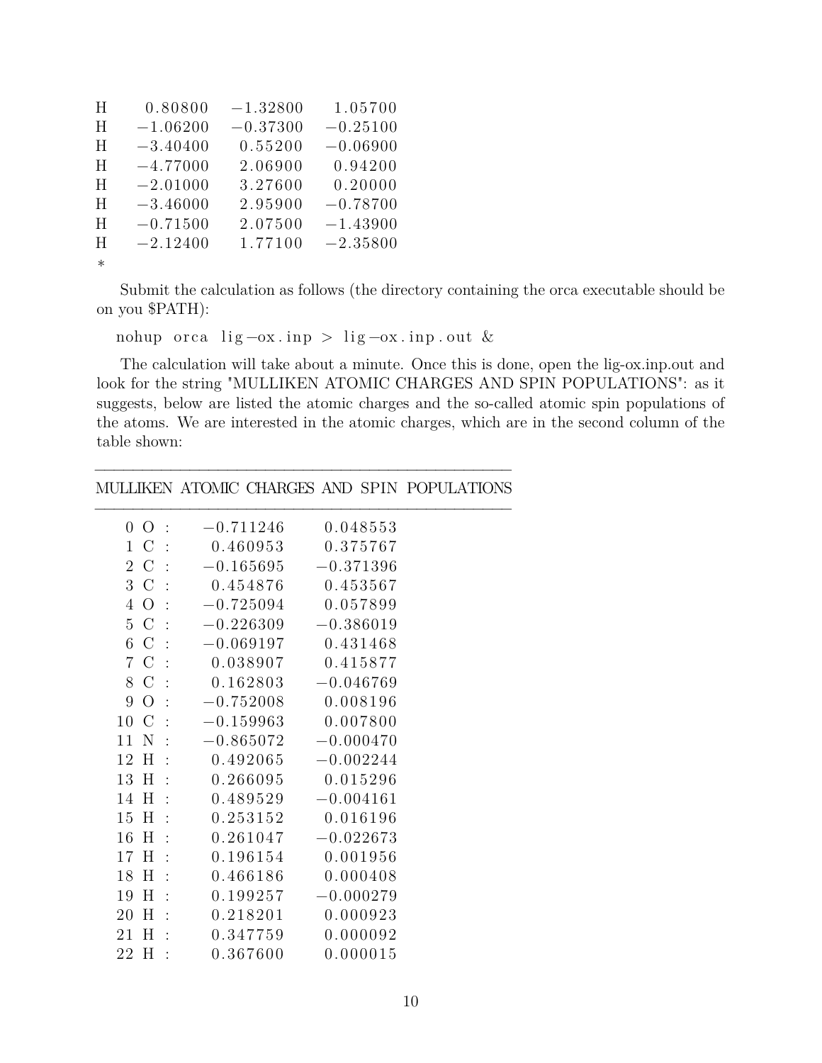```
H     0.80800   -1.32800    1.05700
H    -1.06200   -0.37300   -0.25100
H    -3.40400    0.55200   -0.06900
H    -4.77000    2.06900    0.94200
H    -2.01000    3.27600    0.20000
H    -3.46000    2.95900   -0.78700
H    -0.71500    2.07500   -1.43900
H    -2.12400    1.77100   -2.35800
*
```

Submit the calculation as follows (the directory containing the orca executable should be on you $PATH):

```
nohup orca lig-ox.inp > lig-ox.inp.out &
```

The calculation will take about a minute. Once this is done, open the lig-ox.inp.out and look for the string "MULLIKEN ATOMIC CHARGES AND SPIN POPULATIONS": as it suggests, below are listed the atomic charges and the so-called atomic spin populations of the atoms. We are interested in the atomic charges, which are in the second column of the table shown:

```
--------------------------------------------
MULLIKEN ATOMIC CHARGES AND SPIN POPULATIONS
--------------------------------------------
   0 O :   -0.711246    0.048553
   1 C :    0.460953    0.375767
   2 C :   -0.165695   -0.371396
   3 C :    0.454876    0.453567
   4 O :   -0.725094    0.057899
   5 C :   -0.226309   -0.386019
   6 C :   -0.069197    0.431468
   7 C :    0.038907    0.415877
   8 C :    0.162803   -0.046769
   9 O :   -0.752008    0.008196
  10 C :   -0.159963    0.007800
  11 N :   -0.865072   -0.000470
  12 H :    0.492065   -0.002244
  13 H :    0.266095    0.015296
  14 H :    0.489529   -0.004161
  15 H :    0.253152    0.016196
  16 H :    0.261047   -0.022673
  17 H :    0.196154    0.001956
  18 H :    0.466186    0.000408
  19 H :    0.199257   -0.000279
  20 H :    0.218201    0.000923
  21 H :    0.347759    0.000092
  22 H :    0.367600    0.000015
```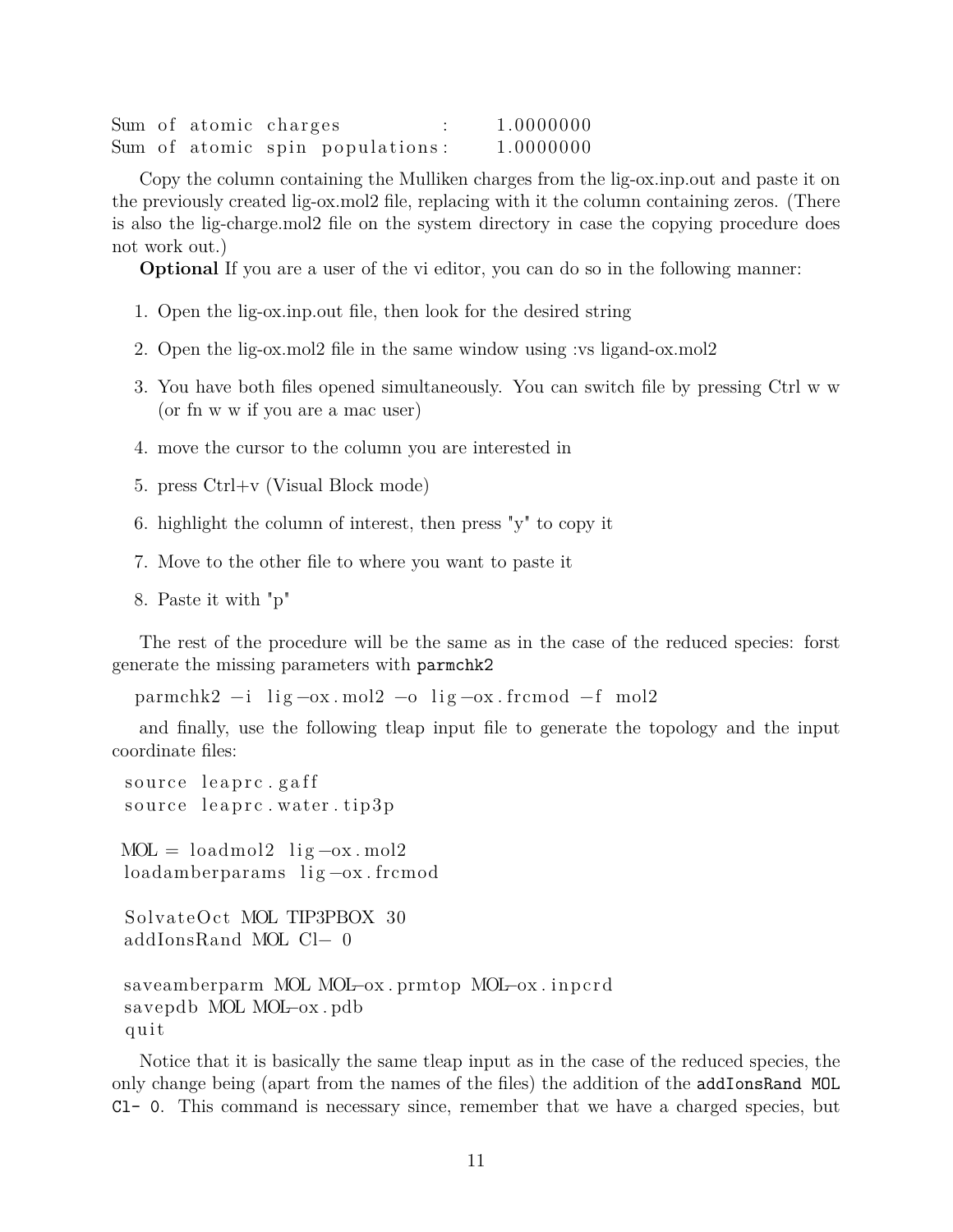```
Sum of atomic charges          :     1.0000000
Sum of atomic spin populations:     1.0000000
```

Copy the column containing the Mulliken charges from the lig-ox.inp.out and paste it on the previously created lig-ox.mol2 file, replacing with it the column containing zeros. (There is also the lig-charge.mol2 file on the system directory in case the copying procedure does not work out.)

**Optional** If you are a user of the vi editor, you can do so in the following manner:

1. Open the lig-ox.inp.out file, then look for the desired string
2. Open the lig-ox.mol2 file in the same window using :vs ligand-ox.mol2
3. You have both files opened simultaneously. You can switch file by pressing Ctrl w w (or fn w w if you are a mac user)
4. move the cursor to the column you are interested in
5. press Ctrl+v (Visual Block mode)
6. highlight the column of interest, then press "y" to copy it
7. Move to the other file to where you want to paste it
8. Paste it with "p"

The rest of the procedure will be the same as in the case of the reduced species: forst generate the missing parameters with `parmchk2`

```
parmchk2 -i lig-ox.mol2 -o lig-ox.frcmod -f mol2
```

and finally, use the following tleap input file to generate the topology and the input coordinate files:

```
source leaprc.gaff
source leaprc.water.tip3p

MOL = loadmol2 lig-ox.mol2
loadamberparams lig-ox.frcmod

SolvateOct MOL TIP3PBOX 30
addIonsRand MOL Cl- 0

saveamberparm MOL MOL-ox.prmtop MOL-ox.inpcrd
savepdb MOL MOL-ox.pdb
quit
```

Notice that it is basically the same tleap input as in the case of the reduced species, the only change being (apart from the names of the files) the addition of the `addIonsRand MOL Cl- 0`. This command is necessary since, remember that we have a charged species, but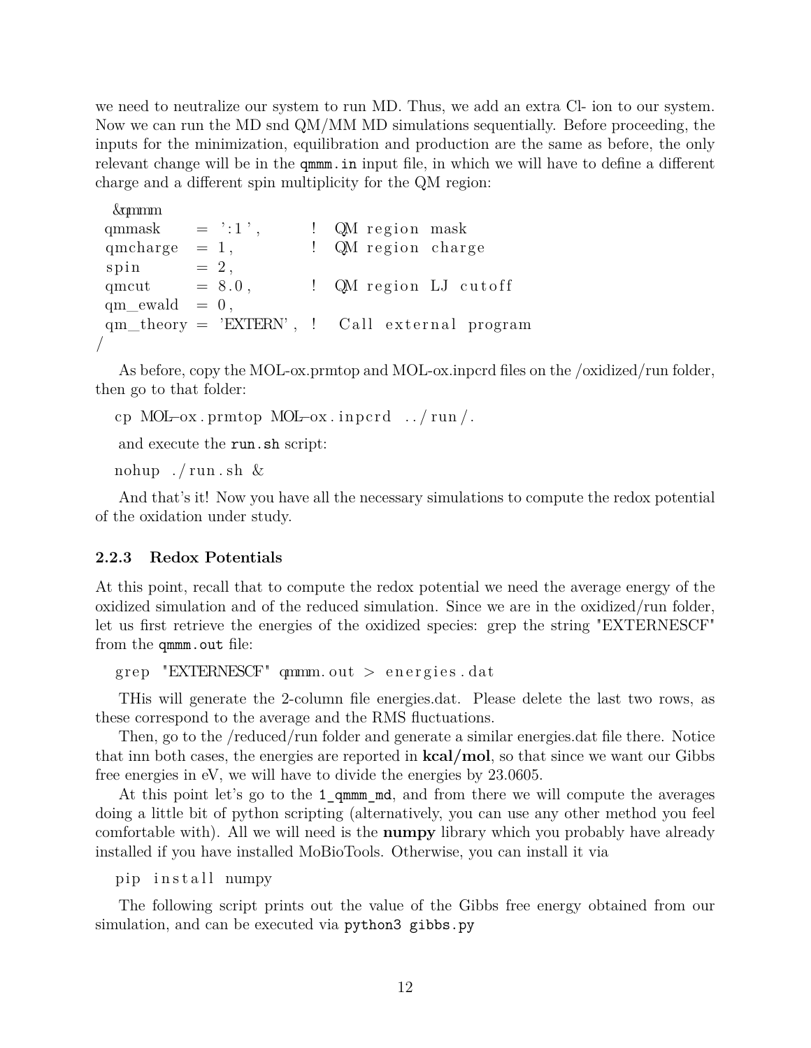we need to neutralize our system to run MD. Thus, we add an extra Cl- ion to our system. Now we can run the MD snd QM/MM MD simulations sequentially. Before proceeding, the inputs for the minimization, equilibration and production are the same as before, the only relevant change will be in the `qmmm.in` input file, in which we will have to define a different charge and a different spin multiplicity for the QM region:

```
 &qmmm
 qmmask     = ':1',         !  QM region mask
 qmcharge   = 1,            !  QM region charge
 spin       = 2,
 qmcut      = 8.0,          !  QM region LJ cutoff
 qm_ewald   = 0,
 qm_theory  = 'EXTERN',  !   Call external program
/
```

As before, copy the MOL-ox.prmtop and MOL-ox.inpcrd files on the /oxidized/run folder, then go to that folder:

```
cp MOL-ox.prmtop MOL-ox.inpcrd  ../run/.
```

and execute the `run.sh` script:

```
nohup ./run.sh &
```

And that's it! Now you have all the necessary simulations to compute the redox potential of the oxidation under study.

### 2.2.3 Redox Potentials

At this point, recall that to compute the redox potential we need the average energy of the oxidized simulation and of the reduced simulation. Since we are in the oxidized/run folder, let us first retrieve the energies of the oxidized species: grep the string "EXTERNESCF" from the `qmmm.out` file:

```
grep "EXTERNESCF" qmmm.out > energies.dat
```

THis will generate the 2-column file energies.dat. Please delete the last two rows, as these correspond to the average and the RMS fluctuations.

Then, go to the /reduced/run folder and generate a similar energies.dat file there. Notice that inn both cases, the energies are reported in **kcal/mol**, so that since we want our Gibbs free energies in eV, we will have to divide the energies by 23.0605.

At this point let's go to the `1_qmmm_md`, and from there we will compute the averages doing a little bit of python scripting (alternatively, you can use any other method you feel comfortable with). All we will need is the **numpy** library which you probably have already installed if you have installed MoBioTools. Otherwise, you can install it via

```
pip install numpy
```

The following script prints out the value of the Gibbs free energy obtained from our simulation, and can be executed via `python3 gibbs.py`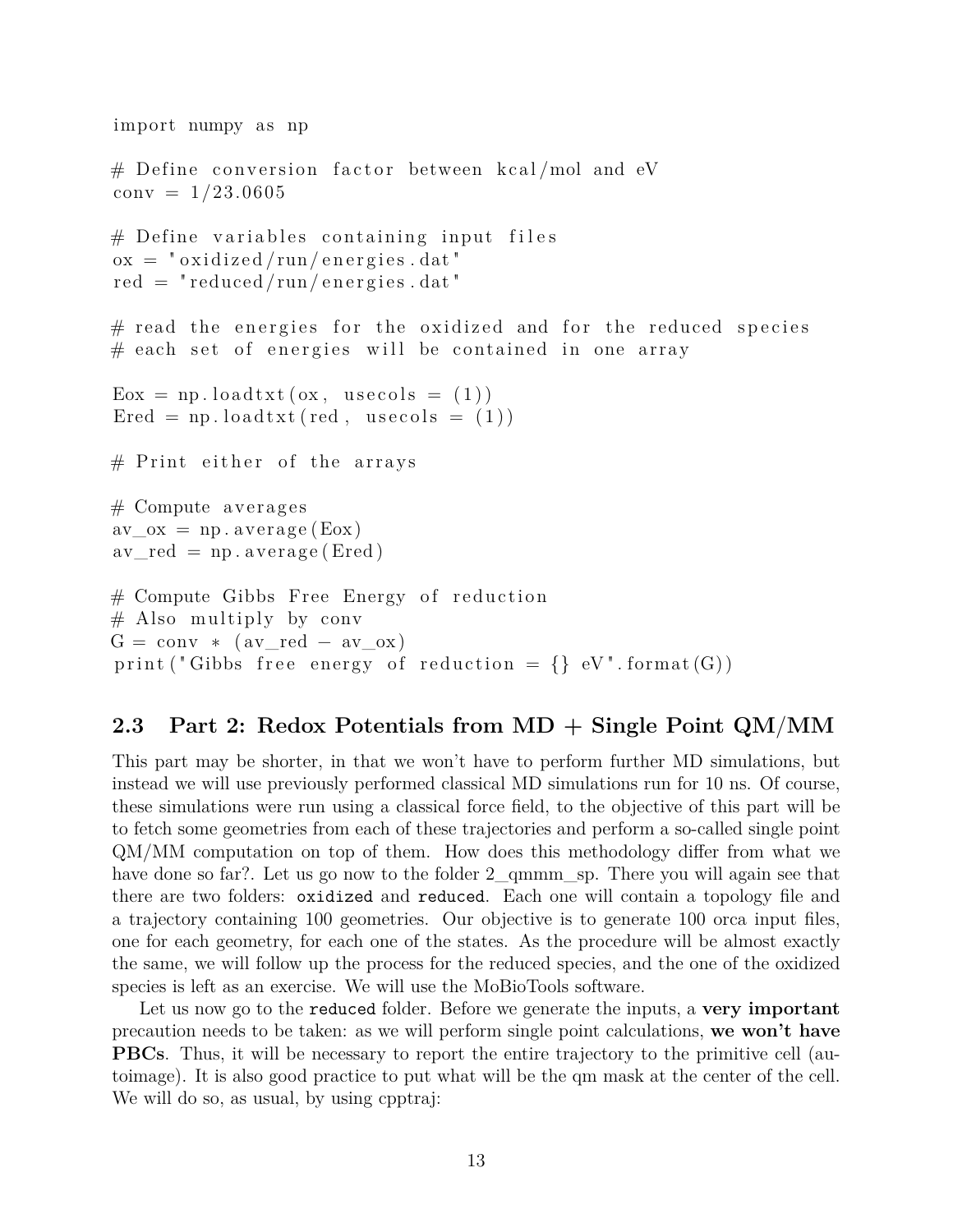```python
import numpy as np

# Define conversion factor between kcal/mol and eV
conv = 1/23.0605

# Define variables containing input files
ox = "oxidized/run/energies.dat"
red = "reduced/run/energies.dat"

# read the energies for the oxidized and for the reduced species
# each set of energies will be contained in one array

Eox = np.loadtxt(ox, usecols = (1))
Ered = np.loadtxt(red, usecols = (1))

# Print either of the arrays

# Compute averages
av_ox = np.average(Eox)
av_red = np.average(Ered)

# Compute Gibbs Free Energy of reduction
# Also multiply by conv
G = conv * (av_red - av_ox)
print("Gibbs free energy of reduction = {} eV".format(G))
```

### 2.3 Part 2: Redox Potentials from MD + Single Point QM/MM

This part may be shorter, in that we won't have to perform further MD simulations, but instead we will use previously performed classical MD simulations run for 10 ns. Of course, these simulations were run using a classical force field, to the objective of this part will be to fetch some geometries from each of these trajectories and perform a so-called single point QM/MM computation on top of them. How does this methodology differ from what we have done so far?. Let us go now to the folder 2_qmmm_sp. There you will again see that there are two folders: `oxidized` and `reduced`. Each one will contain a topology file and a trajectory containing 100 geometries. Our objective is to generate 100 orca input files, one for each geometry, for each one of the states. As the procedure will be almost exactly the same, we will follow up the process for the reduced species, and the one of the oxidized species is left as an exercise. We will use the MoBioTools software.

Let us now go to the `reduced` folder. Before we generate the inputs, a **very important** precaution needs to be taken: as we will perform single point calculations, **we won't have PBCs**. Thus, it will be necessary to report the entire trajectory to the primitive cell (autoimage). It is also good practice to put what will be the qm mask at the center of the cell. We will do so, as usual, by using cpptraj: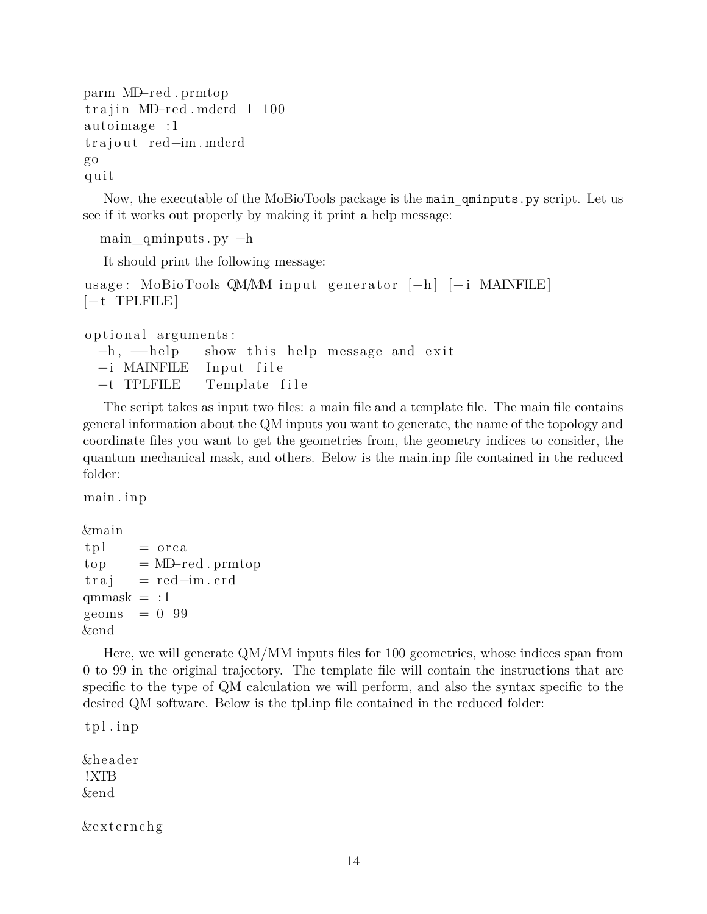```
parm MD-red.prmtop
trajin MD-red.mdcrd 1 100
autoimage :1
trajout red-im.mdcrd
go
quit
```

Now, the executable of the MoBioTools package is the `main_qminputs.py` script. Let us see if it works out properly by making it print a help message:

```
main_qminputs.py -h
```

It should print the following message:

```
usage: MoBioTools QM/MM input generator [-h] [-i MAINFILE]
[-t TPLFILE]

optional arguments:
  -h, --help      show this help message and exit
  -i MAINFILE   Input file
  -t TPLFILE     Template file
```

The script takes as input two files: a main file and a template file. The main file contains general information about the QM inputs you want to generate, the name of the topology and coordinate files you want to get the geometries from, the geometry indices to consider, the quantum mechanical mask, and others. Below is the main.inp file contained in the reduced folder:

```
main.inp

&main
tpl     = orca
top     = MD-red.prmtop
traj    = red-im.crd
qmmask  = :1
geoms   = 0 99
&end
```

Here, we will generate QM/MM inputs files for 100 geometries, whose indices span from 0 to 99 in the original trajectory. The template file will contain the instructions that are specific to the type of QM calculation we will perform, and also the syntax specific to the desired QM software. Below is the tpl.inp file contained in the reduced folder:

```
tpl.inp

&header
!XTB
&end

&externchg
```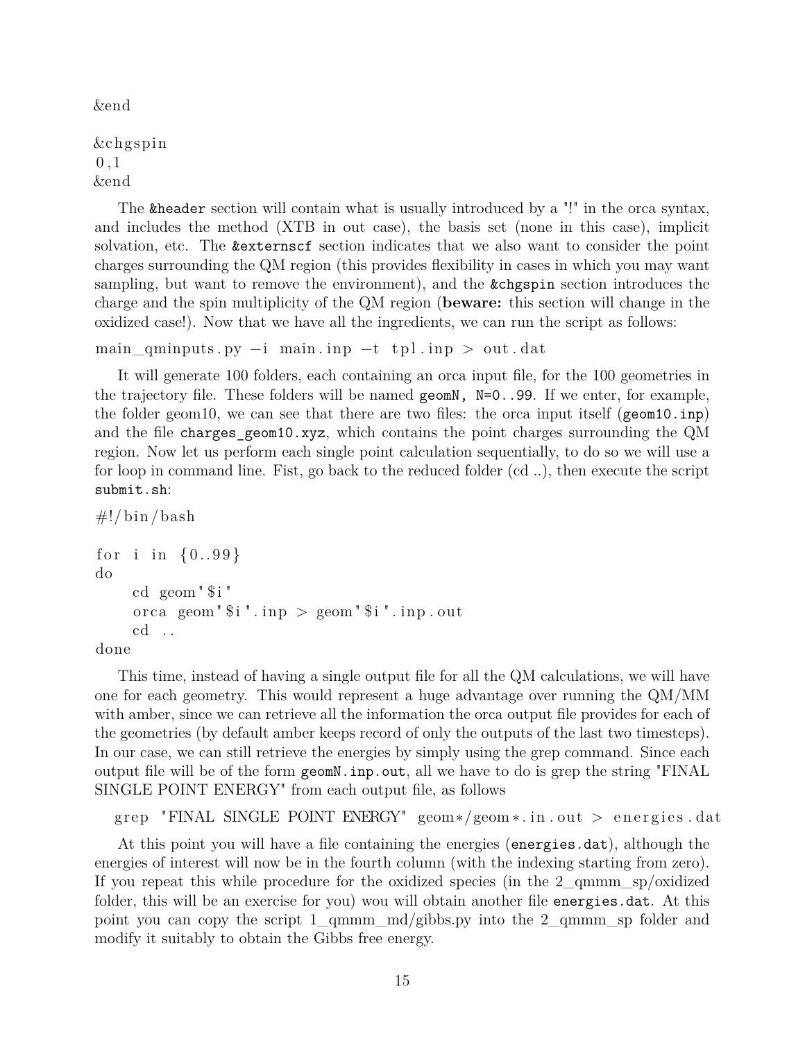```
&end

&chgspin
0,1
&end
```

The `&header` section will contain what is usually introduced by a "!" in the orca syntax, and includes the method (XTB in out case), the basis set (none in this case), implicit solvation, etc. The `&externscf` section indicates that we also want to consider the point charges surrounding the QM region (this provides flexibility in cases in which you may want sampling, but want to remove the environment), and the `&chgspin` section introduces the charge and the spin multiplicity of the QM region (**beware:** this section will change in the oxidized case!). Now that we have all the ingredients, we can run the script as follows:

```
main_qminputs.py -i main.inp -t tpl.inp > out.dat
```

It will generate 100 folders, each containing an orca input file, for the 100 geometries in the trajectory file. These folders will be named `geomN, N=0..99`. If we enter, for example, the folder geom10, we can see that there are two files: the orca input itself (`geom10.inp`) and the file `charges_geom10.xyz`, which contains the point charges surrounding the QM region. Now let us perform each single point calculation sequentially, to do so we will use a for loop in command line. Fist, go back to the reduced folder (cd ..), then execute the script `submit.sh`:

```
#!/bin/bash

for i in {0..99}
do
    cd geom"$i"
    orca geom"$i".inp > geom"$i".inp.out
    cd ..
done
```

This time, instead of having a single output file for all the QM calculations, we will have one for each geometry. This would represent a huge advantage over running the QM/MM with amber, since we can retrieve all the information the orca output file provides for each of the geometries (by default amber keeps record of only the outputs of the last two timesteps). In our case, we can still retrieve the energies by simply using the grep command. Since each output file will be of the form `geomN.inp.out`, all we have to do is grep the string "FINAL SINGLE POINT ENERGY" from each output file, as follows

```
grep "FINAL SINGLE POINT ENERGY" geom*/geom*.in.out > energies.dat
```

At this point you will have a file containing the energies (`energies.dat`), although the energies of interest will now be in the fourth column (with the indexing starting from zero). If you repeat this while procedure for the oxidized species (in the 2_qmmm_sp/oxidized folder, this will be an exercise for you) wou will obtain another file `energies.dat`. At this point you can copy the script 1_qmmm_md/gibbs.py into the 2_qmmm_sp folder and modify it suitably to obtain the Gibbs free energy.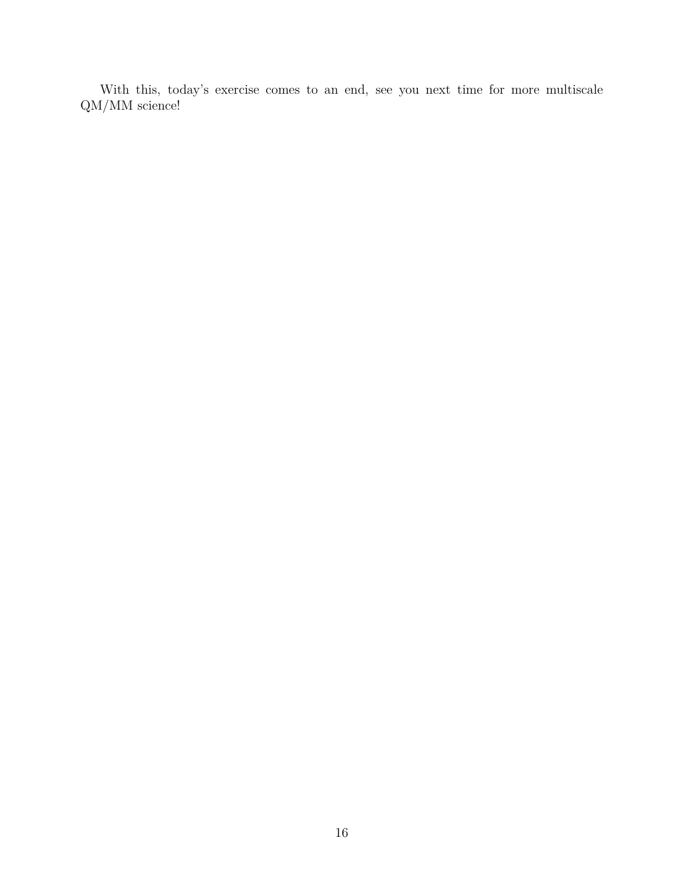With this, today's exercise comes to an end, see you next time for more multiscale QM/MM science!